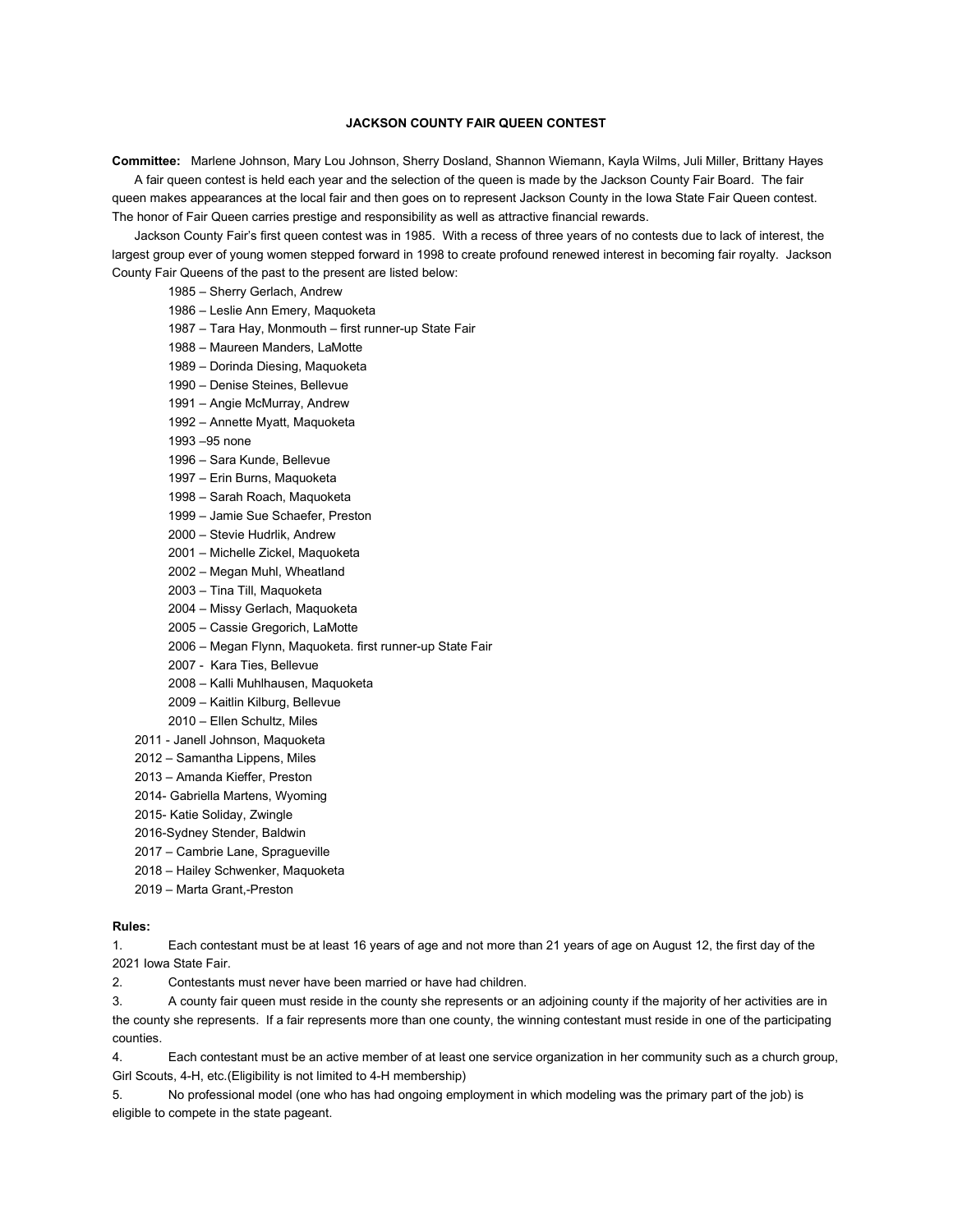# JACKSON COUNTY FAIR QUEEN CONTEST

**Committee:** Marlene Johnson, Mary Lou Johnson, Sherry Dosland, Shannon Wiemann, Kayla Wilms, Juli Miller, Brittany Hayes

A fair queen contest is held each year and the selection of the queen is made by the Jackson County Fair Board. The fair queen makes appearances at the local fair and then goes on to represent Jackson County in the Iowa State Fair Queen contest. The honor of Fair Queen carries prestige and responsibility as well as attractive financial rewards.

Jackson County Fair's first queen contest was in 1985. With a recess of three years of no contests due to lack of interest, the largest group ever of young women stepped forward in 1998 to create profound renewed interest in becoming fair royalty. Jackson County Fair Queens of the past to the present are listed below:

- 1985 – Sherry Gerlach, Andrew
- 1986 – Leslie Ann Emery, Maquoketa
- 1987 – Tara Hay, Monmouth – first runner-up State Fair
- 1988 – Maureen Manders, LaMotte
- 1989 – Dorinda Diesing, Maquoketa
- 1990 – Denise Steines, Bellevue
- 1991 – Angie McMurray, Andrew
- 1992 – Annette Myatt, Maquoketa
- 1993 –95 none
- 1996 – Sara Kunde, Bellevue
- 1997 – Erin Burns, Maquoketa
- 1998 – Sarah Roach, Maquoketa
- 1999 – Jamie Sue Schaefer, Preston
- 2000 – Stevie Hudrlik, Andrew
- 2001 – Michelle Zickel, Maquoketa
- 2002 – Megan Muhl, Wheatland
- 2003 – Tina Till, Maquoketa
- 2004 – Missy Gerlach, Maquoketa
- 2005 – Cassie Gregorich, LaMotte
- 2006 – Megan Flynn, Maquoketa. first runner-up State Fair
- 2007 - Kara Ties, Bellevue
- 2008 – Kalli Muhlhausen, Maquoketa
- 2009 – Kaitlin Kilburg, Bellevue
- 2010 – Ellen Schultz, Miles
- 2011 - Janell Johnson, Maquoketa
- 2012 – Samantha Lippens, Miles
- 2013 – Amanda Kieffer, Preston
- 2014- Gabriella Martens, Wyoming
- 2015- Katie Soliday, Zwingle
- 2016-Sydney Stender, Baldwin
- 2017 – Cambrie Lane, Spragueville
- 2018 – Hailey Schwenker, Maquoketa
- 2019 – Marta Grant,-Preston

**Rules:**

1. Each contestant must be at least 16 years of age and not more than 21 years of age on August 12, the first day of the 2021 Iowa State Fair.
2. Contestants must never have been married or have had children.
3. A county fair queen must reside in the county she represents or an adjoining county if the majority of her activities are in the county she represents. If a fair represents more than one county, the winning contestant must reside in one of the participating counties.
4. Each contestant must be an active member of at least one service organization in her community such as a church group, Girl Scouts, 4-H, etc.(Eligibility is not limited to 4-H membership)
5. No professional model (one who has had ongoing employment in which modeling was the primary part of the job) is eligible to compete in the state pageant.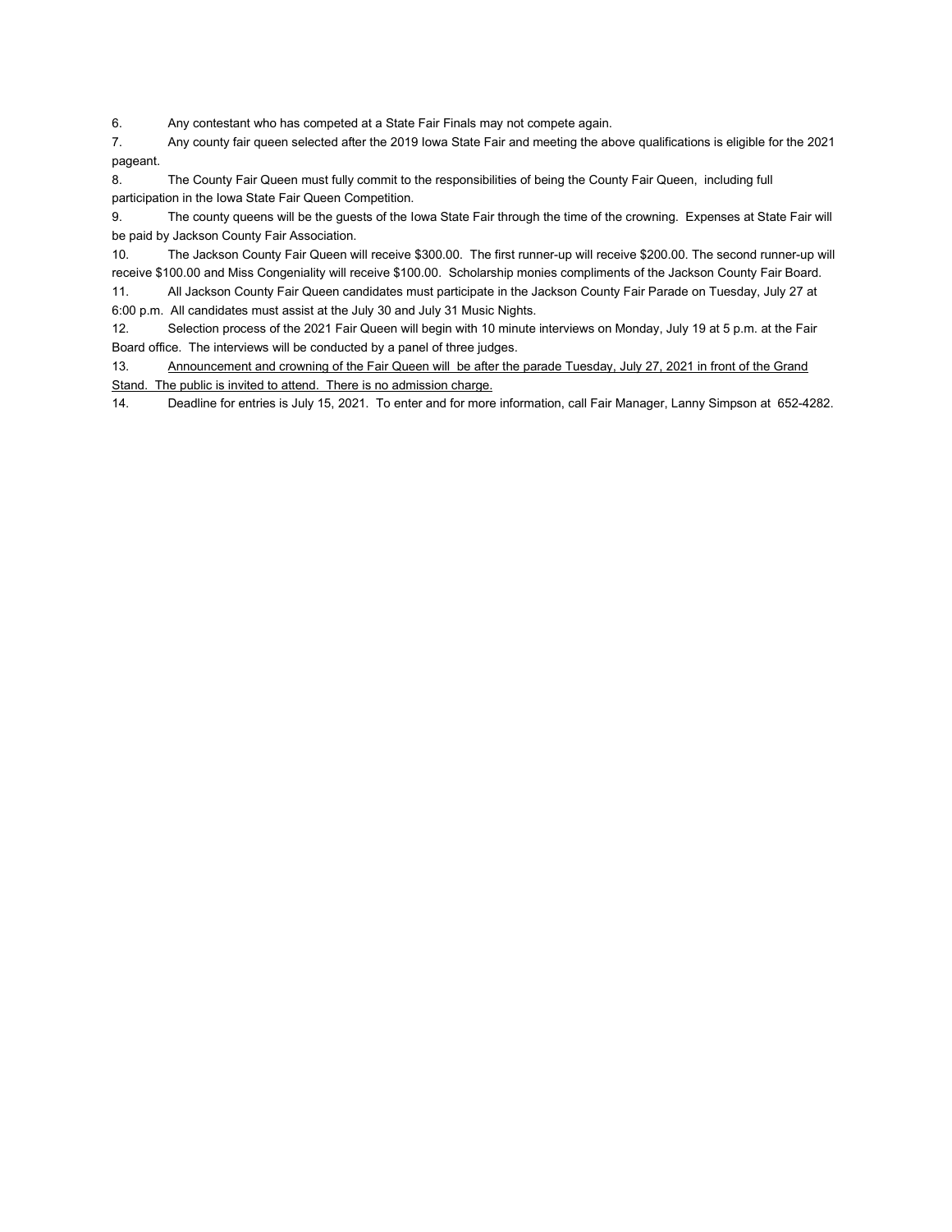6. Any contestant who has competed at a State Fair Finals may not compete again.
7. Any county fair queen selected after the 2019 Iowa State Fair and meeting the above qualifications is eligible for the 2021 pageant.
8. The County Fair Queen must fully commit to the responsibilities of being the County Fair Queen, including full participation in the Iowa State Fair Queen Competition.
9. The county queens will be the guests of the Iowa State Fair through the time of the crowning. Expenses at State Fair will be paid by Jackson County Fair Association.
10. The Jackson County Fair Queen will receive $300.00. The first runner-up will receive $200.00. The second runner-up will receive $100.00 and Miss Congeniality will receive $100.00. Scholarship monies compliments of the Jackson County Fair Board.
11. All Jackson County Fair Queen candidates must participate in the Jackson County Fair Parade on Tuesday, July 27 at 6:00 p.m. All candidates must assist at the July 30 and July 31 Music Nights.
12. Selection process of the 2021 Fair Queen will begin with 10 minute interviews on Monday, July 19 at 5 p.m. at the Fair Board office. The interviews will be conducted by a panel of three judges.
13. <u>Announcement and crowning of the Fair Queen will be after the parade Tuesday, July 27, 2021 in front of the Grand Stand. The public is invited to attend. There is no admission charge.</u>
14. Deadline for entries is July 15, 2021. To enter and for more information, call Fair Manager, Lanny Simpson at 652-4282.